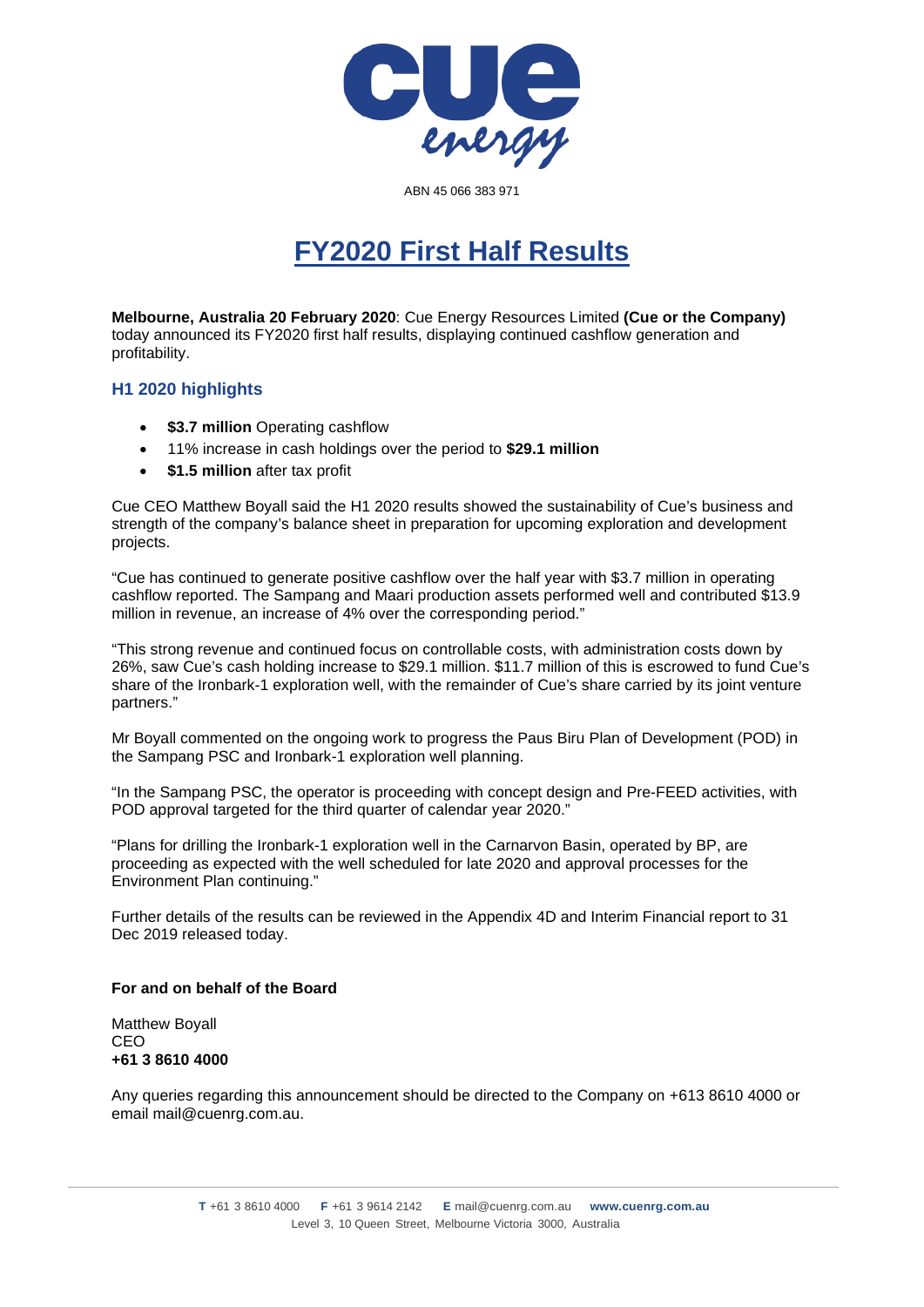ABN 45 066 383 971

# FY2020 First Half Results

**Melbourne, Australia 20 February 2020**: Cue Energy Resources Limited **(Cue or the Company)** today announced its FY2020 first half results, displaying continued cashflow generation and profitability.

## H1 2020 highlights

- **$3.7 million** Operating cashflow
- 11% increase in cash holdings over the period to **$29.1 million**
- **$1.5 million** after tax profit

Cue CEO Matthew Boyall said the H1 2020 results showed the sustainability of Cue's business and strength of the company's balance sheet in preparation for upcoming exploration and development projects.

"Cue has continued to generate positive cashflow over the half year with $3.7 million in operating cashflow reported. The Sampang and Maari production assets performed well and contributed $13.9 million in revenue, an increase of 4% over the corresponding period."

"This strong revenue and continued focus on controllable costs, with administration costs down by 26%, saw Cue's cash holding increase to $29.1 million. $11.7 million of this is escrowed to fund Cue's share of the Ironbark-1 exploration well, with the remainder of Cue's share carried by its joint venture partners."

Mr Boyall commented on the ongoing work to progress the Paus Biru Plan of Development (POD) in the Sampang PSC and Ironbark-1 exploration well planning.

"In the Sampang PSC, the operator is proceeding with concept design and Pre-FEED activities, with POD approval targeted for the third quarter of calendar year 2020."

"Plans for drilling the Ironbark-1 exploration well in the Carnarvon Basin, operated by BP, are proceeding as expected with the well scheduled for late 2020 and approval processes for the Environment Plan continuing."

Further details of the results can be reviewed in the Appendix 4D and Interim Financial report to 31 Dec 2019 released today.

**For and on behalf of the Board**

Matthew Boyall
CEO
**+61 3 8610 4000**

Any queries regarding this announcement should be directed to the Company on +613 8610 4000 or email mail@cuenrg.com.au.

**T** +61 3 8610 4000 **F** +61 3 9614 2142 **E** mail@cuenrg.com.au **www.cuenrg.com.au**
Level 3, 10 Queen Street, Melbourne Victoria 3000, Australia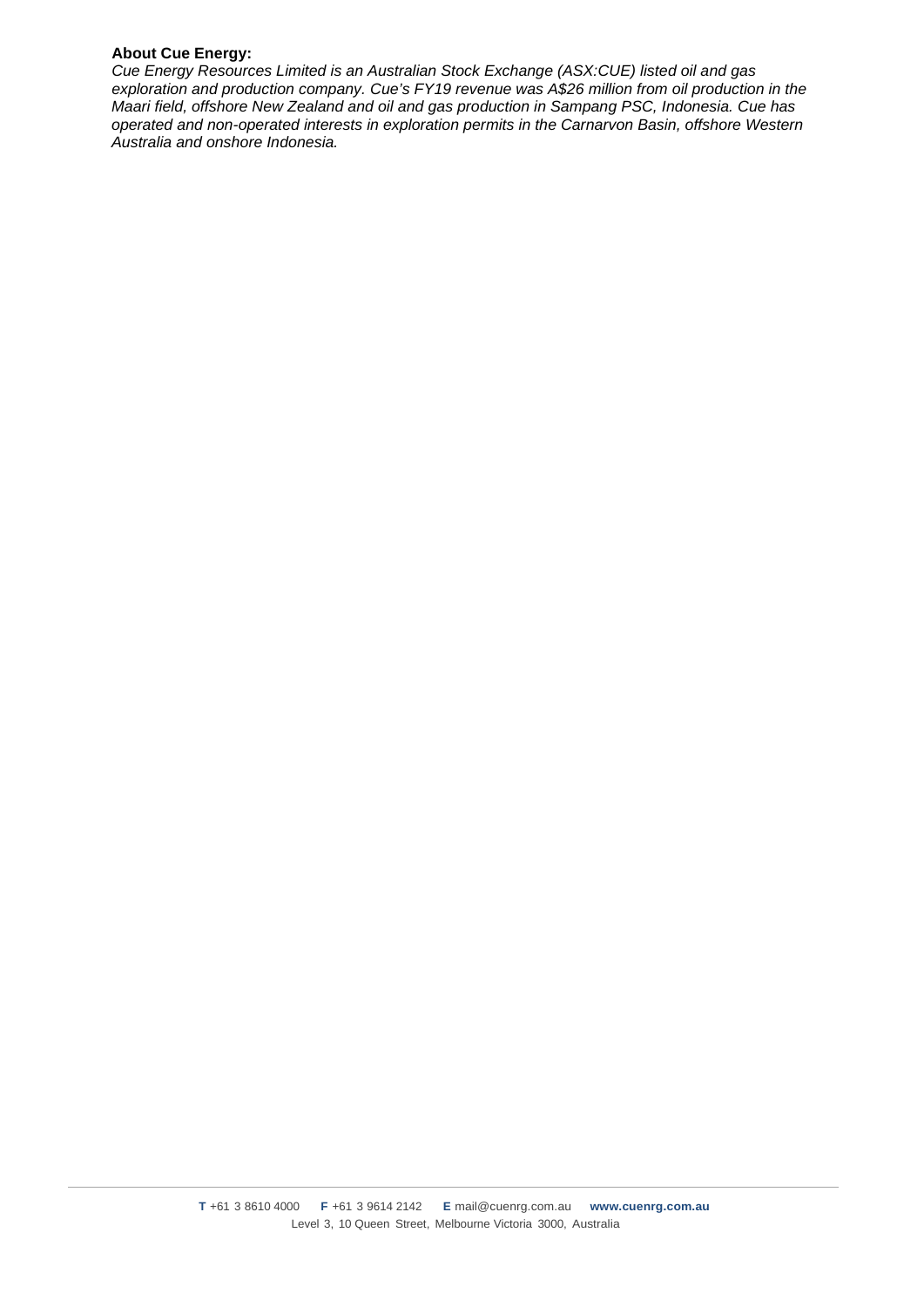**About Cue Energy:**

*Cue Energy Resources Limited is an Australian Stock Exchange (ASX:CUE) listed oil and gas exploration and production company. Cue's FY19 revenue was A$26 million from oil production in the Maari field, offshore New Zealand and oil and gas production in Sampang PSC, Indonesia. Cue has operated and non-operated interests in exploration permits in the Carnarvon Basin, offshore Western Australia and onshore Indonesia.*

**T** +61 3 8610 4000 **F** +61 3 9614 2142 **E** mail@cuenrg.com.au **www.cuenrg.com.au**
Level 3, 10 Queen Street, Melbourne Victoria 3000, Australia